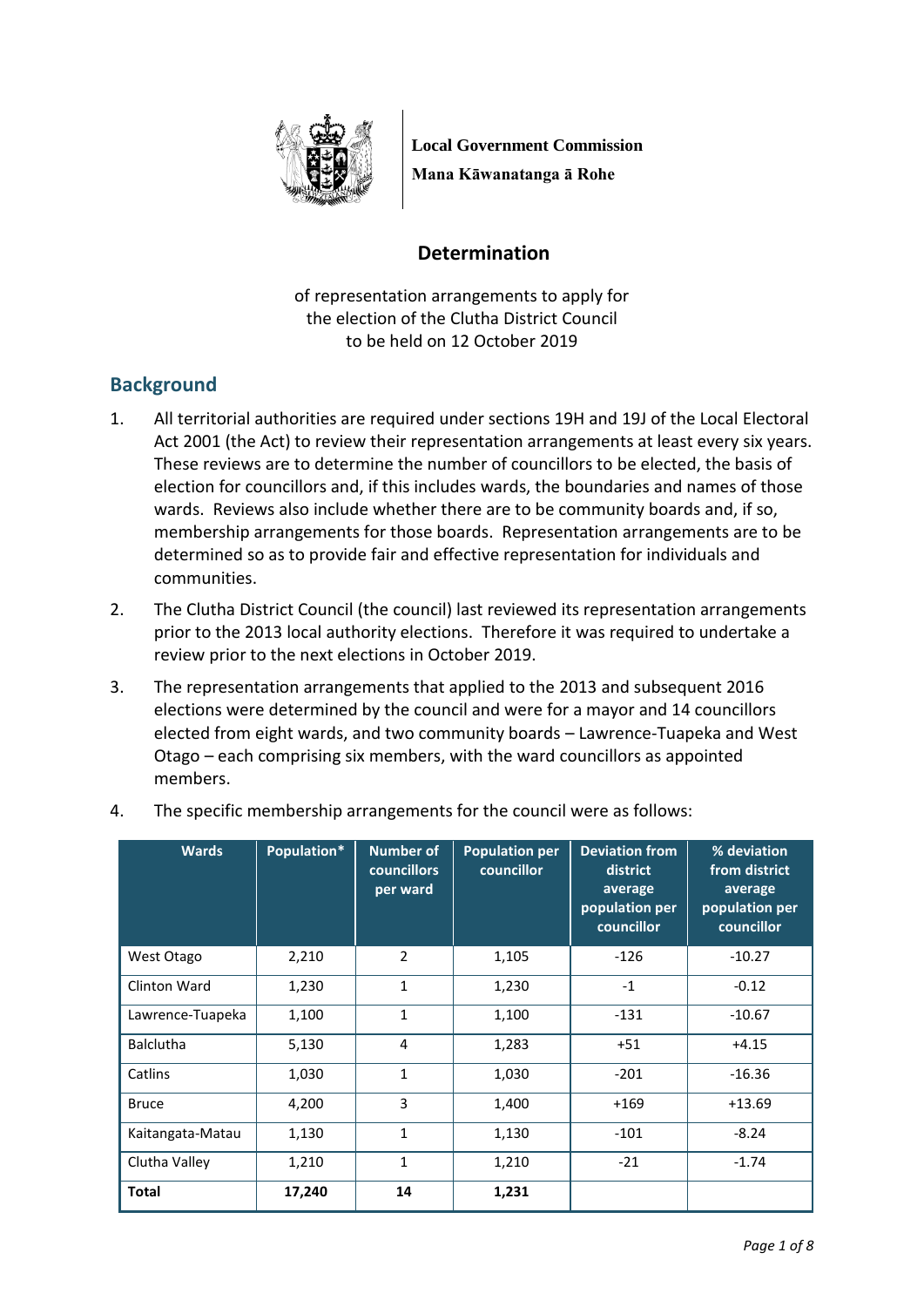Local Government Commission

Mana Kāwanatanga ā Rohe

# Determination

of representation arrangements to apply for the election of the Clutha District Council to be held on 12 October 2019

## Background

1. All territorial authorities are required under sections 19H and 19J of the Local Electoral Act 2001 (the Act) to review their representation arrangements at least every six years. These reviews are to determine the number of councillors to be elected, the basis of election for councillors and, if this includes wards, the boundaries and names of those wards. Reviews also include whether there are to be community boards and, if so, membership arrangements for those boards. Representation arrangements are to be determined so as to provide fair and effective representation for individuals and communities.

2. The Clutha District Council (the council) last reviewed its representation arrangements prior to the 2013 local authority elections. Therefore it was required to undertake a review prior to the next elections in October 2019.

3. The representation arrangements that applied to the 2013 and subsequent 2016 elections were determined by the council and were for a mayor and 14 councillors elected from eight wards, and two community boards – Lawrence-Tuapeka and West Otago – each comprising six members, with the ward councillors as appointed members.

4. The specific membership arrangements for the council were as follows:

| Wards | Population* | Number of councillors per ward | Population per councillor | Deviation from district average population per councillor | % deviation from district average population per councillor |
|---|---|---|---|---|---|
| West Otago | 2,210 | 2 | 1,105 | -126 | -10.27 |
| Clinton Ward | 1,230 | 1 | 1,230 | -1 | -0.12 |
| Lawrence-Tuapeka | 1,100 | 1 | 1,100 | -131 | -10.67 |
| Balclutha | 5,130 | 4 | 1,283 | +51 | +4.15 |
| Catlins | 1,030 | 1 | 1,030 | -201 | -16.36 |
| Bruce | 4,200 | 3 | 1,400 | +169 | +13.69 |
| Kaitangata-Matau | 1,130 | 1 | 1,130 | -101 | -8.24 |
| Clutha Valley | 1,210 | 1 | 1,210 | -21 | -1.74 |
| **Total** | **17,240** | **14** | **1,231** | | |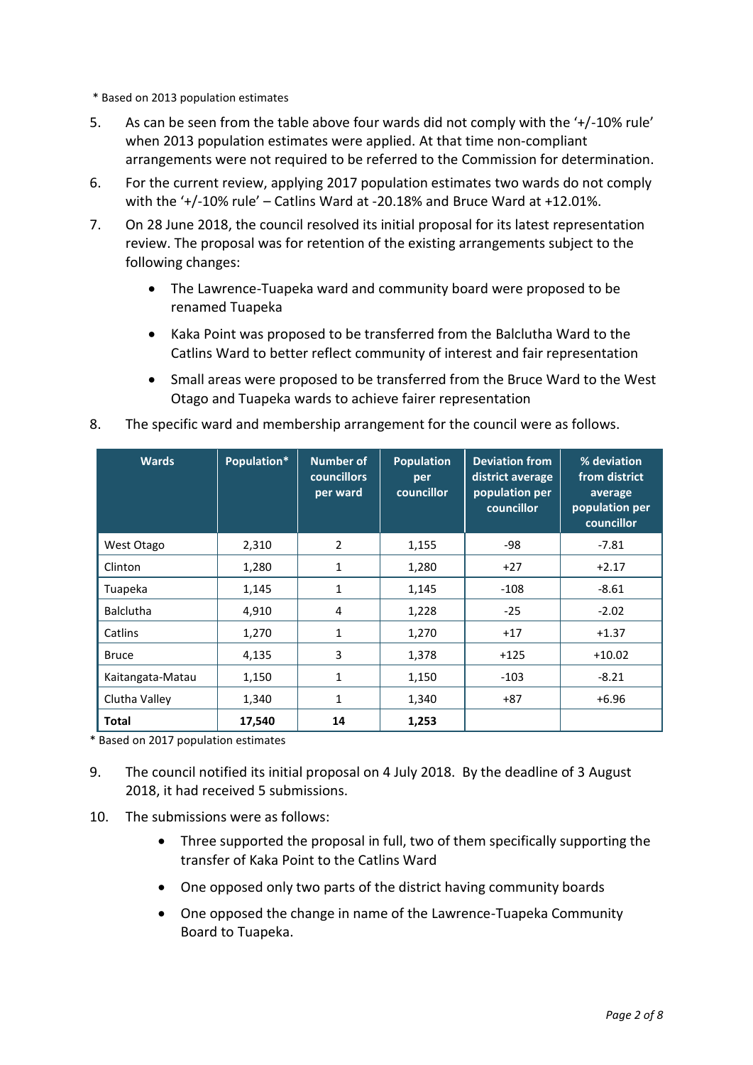\* Based on 2013 population estimates

5. As can be seen from the table above four wards did not comply with the '+/-10% rule' when 2013 population estimates were applied. At that time non-compliant arrangements were not required to be referred to the Commission for determination.
6. For the current review, applying 2017 population estimates two wards do not comply with the '+/-10% rule' – Catlins Ward at -20.18% and Bruce Ward at +12.01%.
7. On 28 June 2018, the council resolved its initial proposal for its latest representation review. The proposal was for retention of the existing arrangements subject to the following changes:
   - The Lawrence-Tuapeka ward and community board were proposed to be renamed Tuapeka
   - Kaka Point was proposed to be transferred from the Balclutha Ward to the Catlins Ward to better reflect community of interest and fair representation
   - Small areas were proposed to be transferred from the Bruce Ward to the West Otago and Tuapeka wards to achieve fairer representation
8. The specific ward and membership arrangement for the council were as follows.

| Wards | Population* | Number of councillors per ward | Population per councillor | Deviation from district average population per councillor | % deviation from district average population per councillor |
|---|---|---|---|---|---|
| West Otago | 2,310 | 2 | 1,155 | -98 | -7.81 |
| Clinton | 1,280 | 1 | 1,280 | +27 | +2.17 |
| Tuapeka | 1,145 | 1 | 1,145 | -108 | -8.61 |
| Balclutha | 4,910 | 4 | 1,228 | -25 | -2.02 |
| Catlins | 1,270 | 1 | 1,270 | +17 | +1.37 |
| Bruce | 4,135 | 3 | 1,378 | +125 | +10.02 |
| Kaitangata-Matau | 1,150 | 1 | 1,150 | -103 | -8.21 |
| Clutha Valley | 1,340 | 1 | 1,340 | +87 | +6.96 |
| **Total** | **17,540** | **14** | **1,253** | | |

\* Based on 2017 population estimates

9. The council notified its initial proposal on 4 July 2018. By the deadline of 3 August 2018, it had received 5 submissions.
10. The submissions were as follows:
    - Three supported the proposal in full, two of them specifically supporting the transfer of Kaka Point to the Catlins Ward
    - One opposed only two parts of the district having community boards
    - One opposed the change in name of the Lawrence-Tuapeka Community Board to Tuapeka.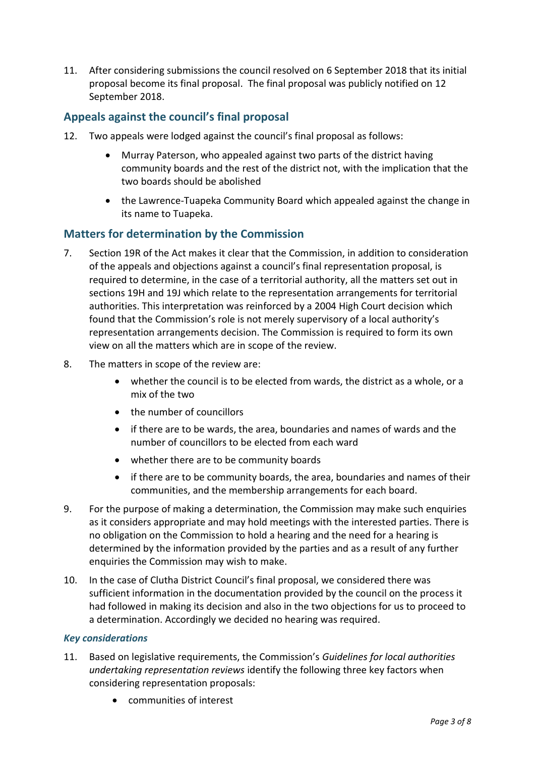11. After considering submissions the council resolved on 6 September 2018 that its initial proposal become its final proposal. The final proposal was publicly notified on 12 September 2018.

## Appeals against the council's final proposal

12. Two appeals were lodged against the council's final proposal as follows:
    - Murray Paterson, who appealed against two parts of the district having community boards and the rest of the district not, with the implication that the two boards should be abolished
    - the Lawrence-Tuapeka Community Board which appealed against the change in its name to Tuapeka.

## Matters for determination by the Commission

7. Section 19R of the Act makes it clear that the Commission, in addition to consideration of the appeals and objections against a council's final representation proposal, is required to determine, in the case of a territorial authority, all the matters set out in sections 19H and 19J which relate to the representation arrangements for territorial authorities. This interpretation was reinforced by a 2004 High Court decision which found that the Commission's role is not merely supervisory of a local authority's representation arrangements decision. The Commission is required to form its own view on all the matters which are in scope of the review.

8. The matters in scope of the review are:
    - whether the council is to be elected from wards, the district as a whole, or a mix of the two
    - the number of councillors
    - if there are to be wards, the area, boundaries and names of wards and the number of councillors to be elected from each ward
    - whether there are to be community boards
    - if there are to be community boards, the area, boundaries and names of their communities, and the membership arrangements for each board.

9. For the purpose of making a determination, the Commission may make such enquiries as it considers appropriate and may hold meetings with the interested parties. There is no obligation on the Commission to hold a hearing and the need for a hearing is determined by the information provided by the parties and as a result of any further enquiries the Commission may wish to make.

10. In the case of Clutha District Council's final proposal, we considered there was sufficient information in the documentation provided by the council on the process it had followed in making its decision and also in the two objections for us to proceed to a determination. Accordingly we decided no hearing was required.

### *Key considerations*

11. Based on legislative requirements, the Commission's *Guidelines for local authorities undertaking representation reviews* identify the following three key factors when considering representation proposals:
    - communities of interest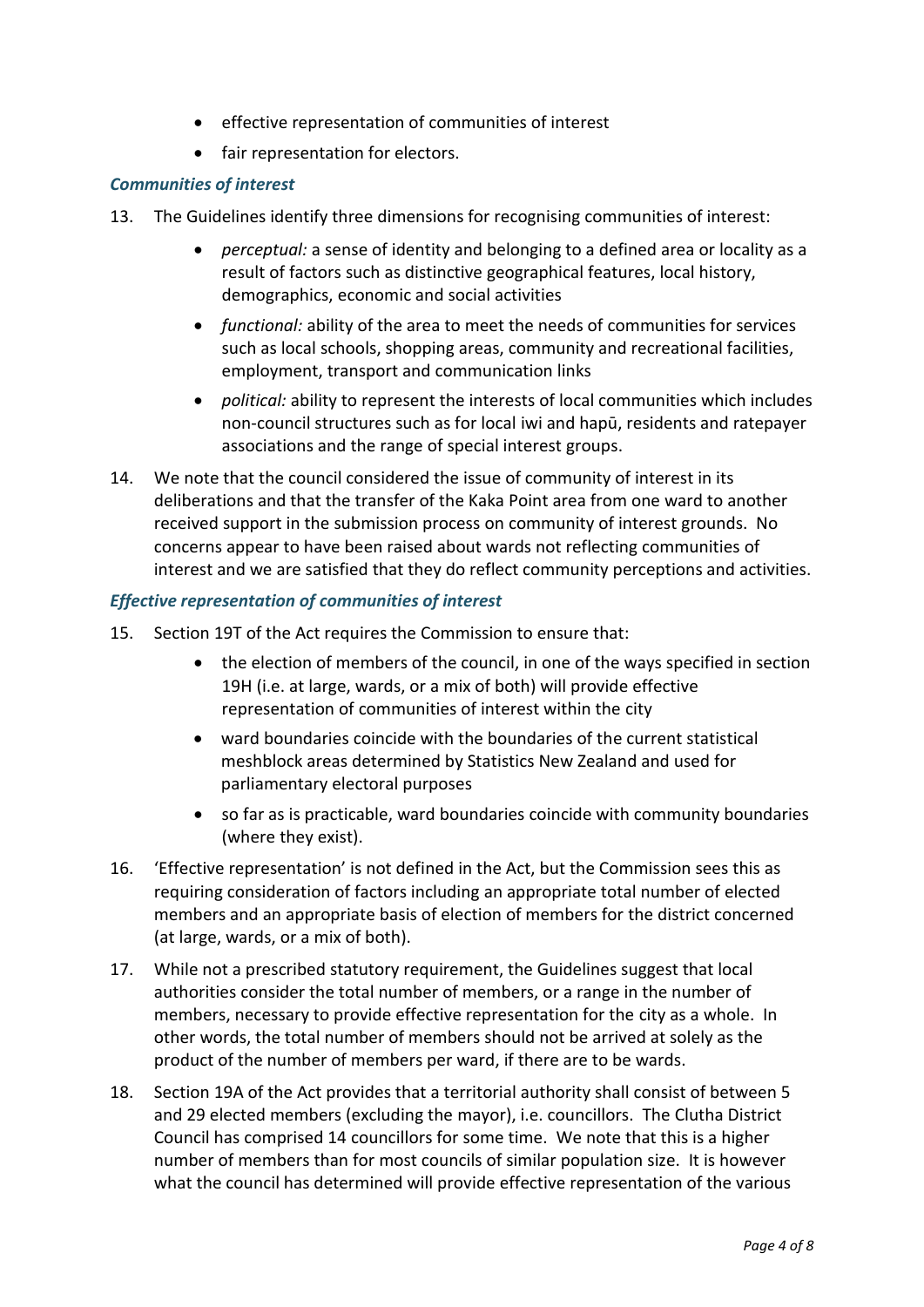- effective representation of communities of interest
- fair representation for electors.

### *Communities of interest*

13. The Guidelines identify three dimensions for recognising communities of interest:

    - *perceptual:* a sense of identity and belonging to a defined area or locality as a result of factors such as distinctive geographical features, local history, demographics, economic and social activities
    - *functional:* ability of the area to meet the needs of communities for services such as local schools, shopping areas, community and recreational facilities, employment, transport and communication links
    - *political:* ability to represent the interests of local communities which includes non-council structures such as for local iwi and hapū, residents and ratepayer associations and the range of special interest groups.

14. We note that the council considered the issue of community of interest in its deliberations and that the transfer of the Kaka Point area from one ward to another received support in the submission process on community of interest grounds. No concerns appear to have been raised about wards not reflecting communities of interest and we are satisfied that they do reflect community perceptions and activities.

### *Effective representation of communities of interest*

15. Section 19T of the Act requires the Commission to ensure that:

    - the election of members of the council, in one of the ways specified in section 19H (i.e. at large, wards, or a mix of both) will provide effective representation of communities of interest within the city
    - ward boundaries coincide with the boundaries of the current statistical meshblock areas determined by Statistics New Zealand and used for parliamentary electoral purposes
    - so far as is practicable, ward boundaries coincide with community boundaries (where they exist).

16. 'Effective representation' is not defined in the Act, but the Commission sees this as requiring consideration of factors including an appropriate total number of elected members and an appropriate basis of election of members for the district concerned (at large, wards, or a mix of both).

17. While not a prescribed statutory requirement, the Guidelines suggest that local authorities consider the total number of members, or a range in the number of members, necessary to provide effective representation for the city as a whole. In other words, the total number of members should not be arrived at solely as the product of the number of members per ward, if there are to be wards.

18. Section 19A of the Act provides that a territorial authority shall consist of between 5 and 29 elected members (excluding the mayor), i.e. councillors. The Clutha District Council has comprised 14 councillors for some time. We note that this is a higher number of members than for most councils of similar population size. It is however what the council has determined will provide effective representation of the various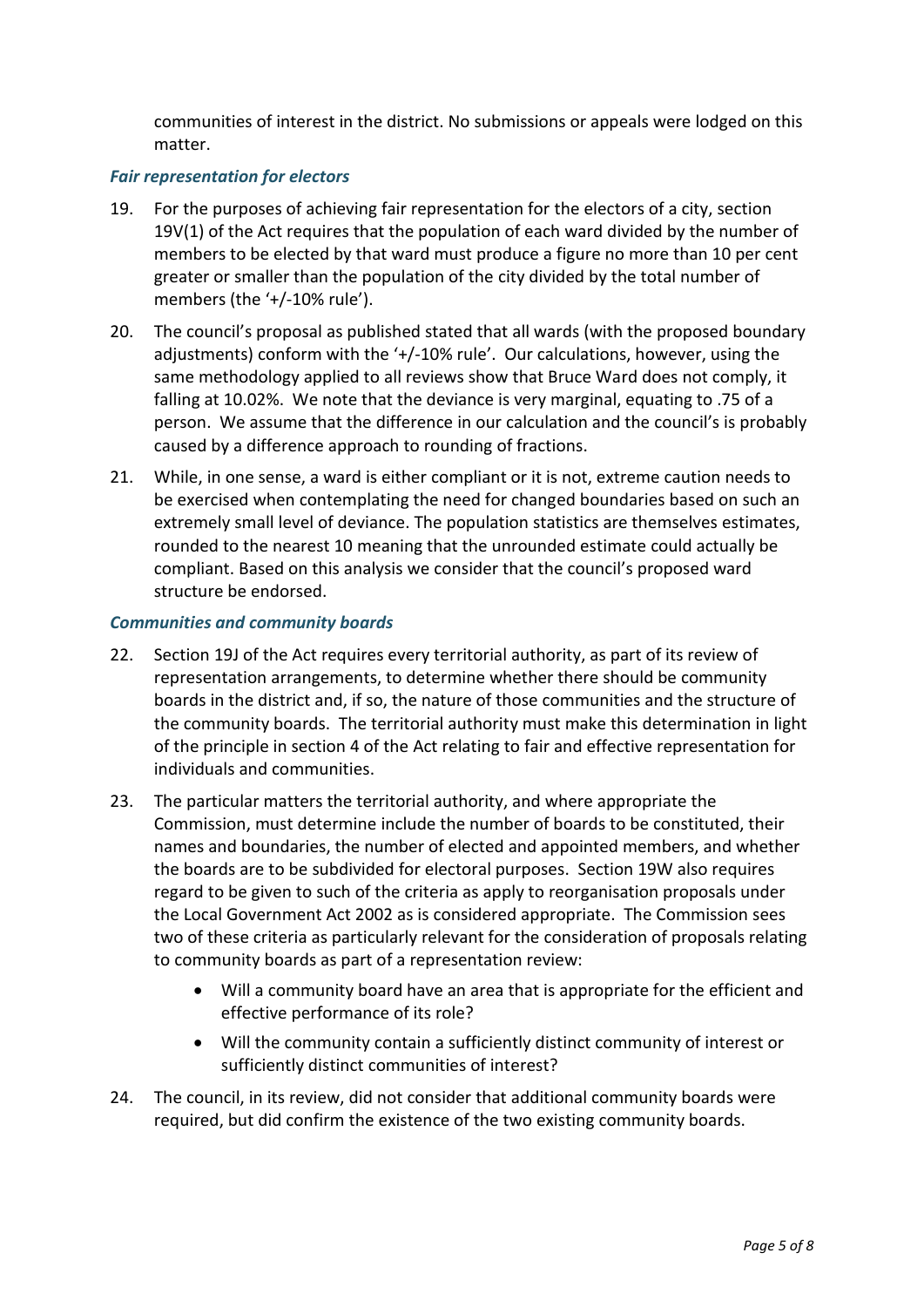communities of interest in the district. No submissions or appeals were lodged on this matter.

### *Fair representation for electors*

19. For the purposes of achieving fair representation for the electors of a city, section 19V(1) of the Act requires that the population of each ward divided by the number of members to be elected by that ward must produce a figure no more than 10 per cent greater or smaller than the population of the city divided by the total number of members (the '+/-10% rule').

20. The council's proposal as published stated that all wards (with the proposed boundary adjustments) conform with the '+/-10% rule'. Our calculations, however, using the same methodology applied to all reviews show that Bruce Ward does not comply, it falling at 10.02%. We note that the deviance is very marginal, equating to .75 of a person. We assume that the difference in our calculation and the council's is probably caused by a difference approach to rounding of fractions.

21. While, in one sense, a ward is either compliant or it is not, extreme caution needs to be exercised when contemplating the need for changed boundaries based on such an extremely small level of deviance. The population statistics are themselves estimates, rounded to the nearest 10 meaning that the unrounded estimate could actually be compliant. Based on this analysis we consider that the council's proposed ward structure be endorsed.

### *Communities and community boards*

22. Section 19J of the Act requires every territorial authority, as part of its review of representation arrangements, to determine whether there should be community boards in the district and, if so, the nature of those communities and the structure of the community boards. The territorial authority must make this determination in light of the principle in section 4 of the Act relating to fair and effective representation for individuals and communities.

23. The particular matters the territorial authority, and where appropriate the Commission, must determine include the number of boards to be constituted, their names and boundaries, the number of elected and appointed members, and whether the boards are to be subdivided for electoral purposes. Section 19W also requires regard to be given to such of the criteria as apply to reorganisation proposals under the Local Government Act 2002 as is considered appropriate. The Commission sees two of these criteria as particularly relevant for the consideration of proposals relating to community boards as part of a representation review:

    - Will a community board have an area that is appropriate for the efficient and effective performance of its role?
    - Will the community contain a sufficiently distinct community of interest or sufficiently distinct communities of interest?

24. The council, in its review, did not consider that additional community boards were required, but did confirm the existence of the two existing community boards.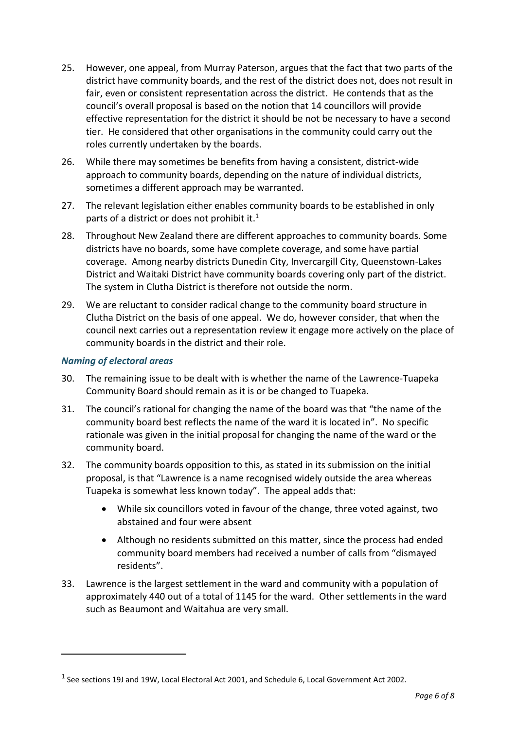25. However, one appeal, from Murray Paterson, argues that the fact that two parts of the district have community boards, and the rest of the district does not, does not result in fair, even or consistent representation across the district. He contends that as the council's overall proposal is based on the notion that 14 councillors will provide effective representation for the district it should be not be necessary to have a second tier. He considered that other organisations in the community could carry out the roles currently undertaken by the boards.

26. While there may sometimes be benefits from having a consistent, district-wide approach to community boards, depending on the nature of individual districts, sometimes a different approach may be warranted.

27. The relevant legislation either enables community boards to be established in only parts of a district or does not prohibit it.[1]

28. Throughout New Zealand there are different approaches to community boards. Some districts have no boards, some have complete coverage, and some have partial coverage. Among nearby districts Dunedin City, Invercargill City, Queenstown-Lakes District and Waitaki District have community boards covering only part of the district. The system in Clutha District is therefore not outside the norm.

29. We are reluctant to consider radical change to the community board structure in Clutha District on the basis of one appeal. We do, however consider, that when the council next carries out a representation review it engage more actively on the place of community boards in the district and their role.

### *Naming of electoral areas*

30. The remaining issue to be dealt with is whether the name of the Lawrence-Tuapeka Community Board should remain as it is or be changed to Tuapeka.

31. The council's rational for changing the name of the board was that "the name of the community board best reflects the name of the ward it is located in". No specific rationale was given in the initial proposal for changing the name of the ward or the community board.

32. The community boards opposition to this, as stated in its submission on the initial proposal, is that "Lawrence is a name recognised widely outside the area whereas Tuapeka is somewhat less known today". The appeal adds that:

    - While six councillors voted in favour of the change, three voted against, two abstained and four were absent
    - Although no residents submitted on this matter, since the process had ended community board members had received a number of calls from "dismayed residents".

33. Lawrence is the largest settlement in the ward and community with a population of approximately 440 out of a total of 1145 for the ward. Other settlements in the ward such as Beaumont and Waitahua are very small.

---

[1] See sections 19J and 19W, Local Electoral Act 2001, and Schedule 6, Local Government Act 2002.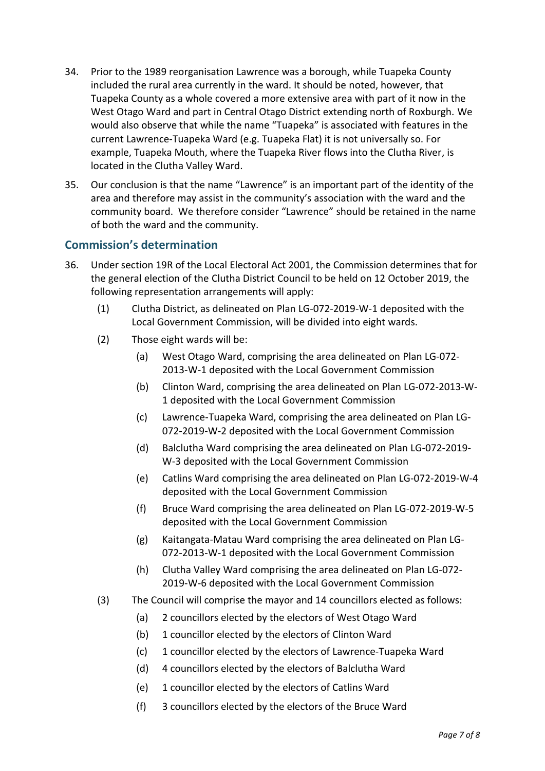34. Prior to the 1989 reorganisation Lawrence was a borough, while Tuapeka County included the rural area currently in the ward. It should be noted, however, that Tuapeka County as a whole covered a more extensive area with part of it now in the West Otago Ward and part in Central Otago District extending north of Roxburgh. We would also observe that while the name "Tuapeka" is associated with features in the current Lawrence-Tuapeka Ward (e.g. Tuapeka Flat) it is not universally so. For example, Tuapeka Mouth, where the Tuapeka River flows into the Clutha River, is located in the Clutha Valley Ward.

35. Our conclusion is that the name "Lawrence" is an important part of the identity of the area and therefore may assist in the community's association with the ward and the community board. We therefore consider "Lawrence" should be retained in the name of both the ward and the community.

## Commission's determination

36. Under section 19R of the Local Electoral Act 2001, the Commission determines that for the general election of the Clutha District Council to be held on 12 October 2019, the following representation arrangements will apply:

    (1) Clutha District, as delineated on Plan LG-072-2019-W-1 deposited with the Local Government Commission, will be divided into eight wards.

    (2) Those eight wards will be:

    (a) West Otago Ward, comprising the area delineated on Plan LG-072-2013-W-1 deposited with the Local Government Commission

    (b) Clinton Ward, comprising the area delineated on Plan LG-072-2013-W-1 deposited with the Local Government Commission

    (c) Lawrence-Tuapeka Ward, comprising the area delineated on Plan LG-072-2019-W-2 deposited with the Local Government Commission

    (d) Balclutha Ward comprising the area delineated on Plan LG-072-2019-W-3 deposited with the Local Government Commission

    (e) Catlins Ward comprising the area delineated on Plan LG-072-2019-W-4 deposited with the Local Government Commission

    (f) Bruce Ward comprising the area delineated on Plan LG-072-2019-W-5 deposited with the Local Government Commission

    (g) Kaitangata-Matau Ward comprising the area delineated on Plan LG-072-2013-W-1 deposited with the Local Government Commission

    (h) Clutha Valley Ward comprising the area delineated on Plan LG-072-2019-W-6 deposited with the Local Government Commission

    (3) The Council will comprise the mayor and 14 councillors elected as follows:

    (a) 2 councillors elected by the electors of West Otago Ward

    (b) 1 councillor elected by the electors of Clinton Ward

    (c) 1 councillor elected by the electors of Lawrence-Tuapeka Ward

    (d) 4 councillors elected by the electors of Balclutha Ward

    (e) 1 councillor elected by the electors of Catlins Ward

    (f) 3 councillors elected by the electors of the Bruce Ward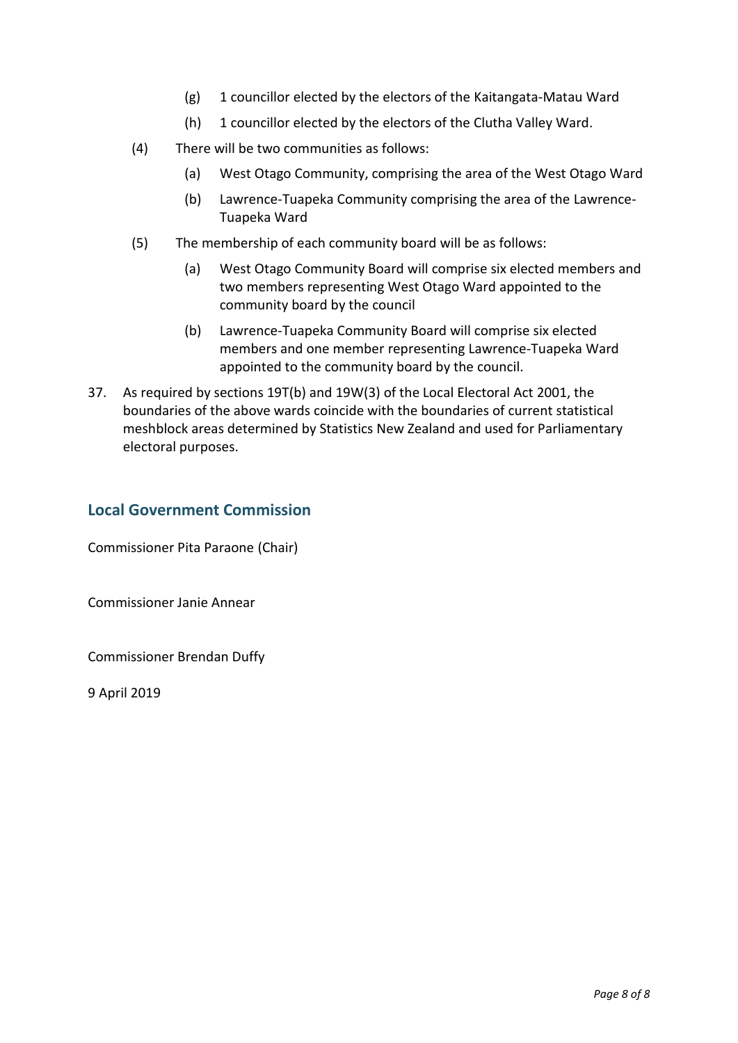- (g) 1 councillor elected by the electors of the Kaitangata-Matau Ward
   - (h) 1 councillor elected by the electors of the Clutha Valley Ward.

(4) There will be two communities as follows:

   - (a) West Otago Community, comprising the area of the West Otago Ward
   - (b) Lawrence-Tuapeka Community comprising the area of the Lawrence-Tuapeka Ward

(5) The membership of each community board will be as follows:

   - (a) West Otago Community Board will comprise six elected members and two members representing West Otago Ward appointed to the community board by the council
   - (b) Lawrence-Tuapeka Community Board will comprise six elected members and one member representing Lawrence-Tuapeka Ward appointed to the community board by the council.

37. As required by sections 19T(b) and 19W(3) of the Local Electoral Act 2001, the boundaries of the above wards coincide with the boundaries of current statistical meshblock areas determined by Statistics New Zealand and used for Parliamentary electoral purposes.

## Local Government Commission

Commissioner Pita Paraone (Chair)

Commissioner Janie Annear

Commissioner Brendan Duffy

9 April 2019